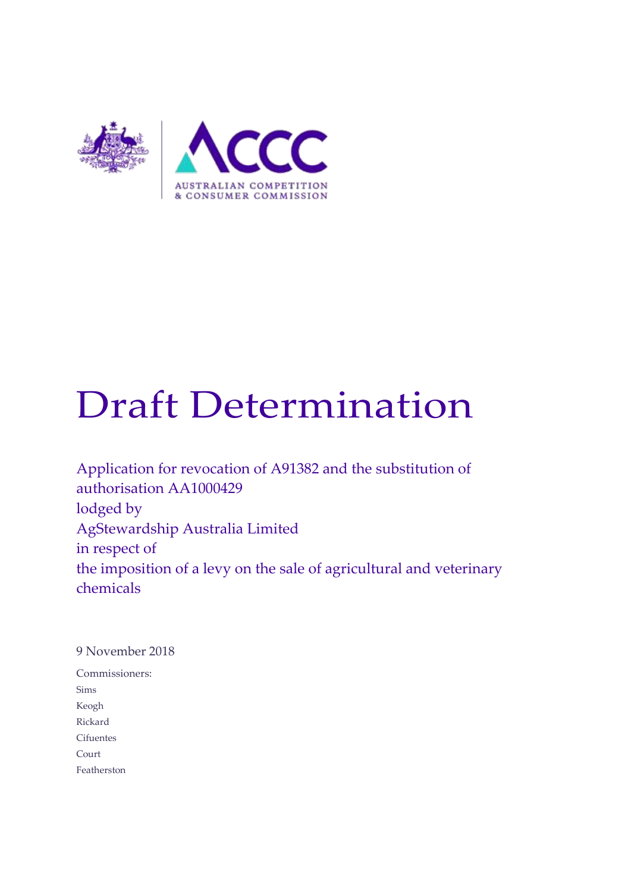# Draft Determination

Application for revocation of A91382 and the substitution of authorisation AA1000429
lodged by
AgStewardship Australia Limited
in respect of
the imposition of a levy on the sale of agricultural and veterinary chemicals

9 November 2018

Commissioners:
Sims
Keogh
Rickard
Cifuentes
Court
Featherston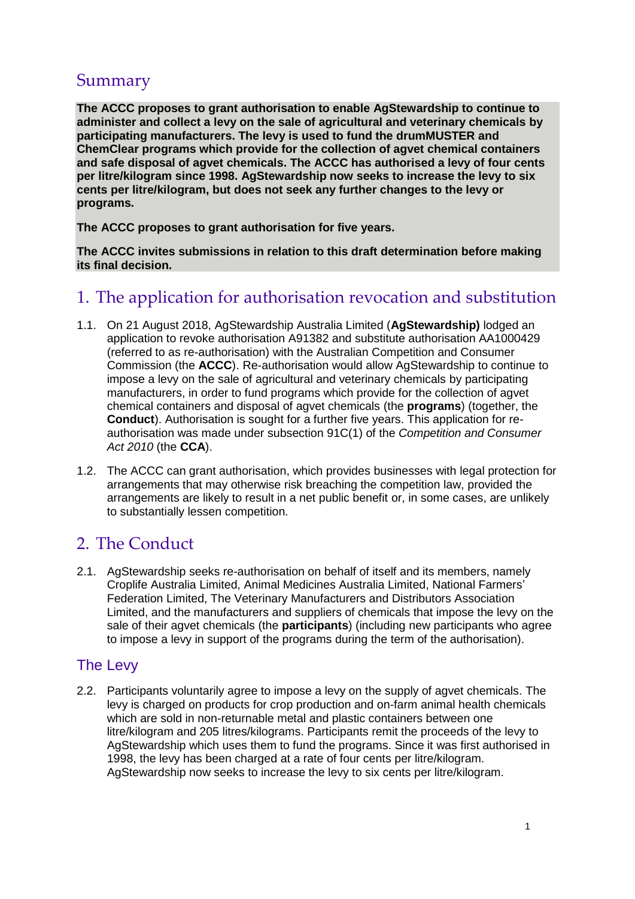## Summary

**The ACCC proposes to grant authorisation to enable AgStewardship to continue to administer and collect a levy on the sale of agricultural and veterinary chemicals by participating manufacturers. The levy is used to fund the drumMUSTER and ChemClear programs which provide for the collection of agvet chemical containers and safe disposal of agvet chemicals. The ACCC has authorised a levy of four cents per litre/kilogram since 1998. AgStewardship now seeks to increase the levy to six cents per litre/kilogram, but does not seek any further changes to the levy or programs.**

**The ACCC proposes to grant authorisation for five years.**

**The ACCC invites submissions in relation to this draft determination before making its final decision.**

## 1. The application for authorisation revocation and substitution

1.1. On 21 August 2018, AgStewardship Australia Limited (**AgStewardship)** lodged an application to revoke authorisation A91382 and substitute authorisation AA1000429 (referred to as re-authorisation) with the Australian Competition and Consumer Commission (the **ACCC**). Re-authorisation would allow AgStewardship to continue to impose a levy on the sale of agricultural and veterinary chemicals by participating manufacturers, in order to fund programs which provide for the collection of agvet chemical containers and disposal of agvet chemicals (the **programs**) (together, the **Conduct**). Authorisation is sought for a further five years. This application for re-authorisation was made under subsection 91C(1) of the *Competition and Consumer Act 2010* (the **CCA**).

1.2. The ACCC can grant authorisation, which provides businesses with legal protection for arrangements that may otherwise risk breaching the competition law, provided the arrangements are likely to result in a net public benefit or, in some cases, are unlikely to substantially lessen competition.

## 2. The Conduct

2.1. AgStewardship seeks re-authorisation on behalf of itself and its members, namely Croplife Australia Limited, Animal Medicines Australia Limited, National Farmers' Federation Limited, The Veterinary Manufacturers and Distributors Association Limited, and the manufacturers and suppliers of chemicals that impose the levy on the sale of their agvet chemicals (the **participants**) (including new participants who agree to impose a levy in support of the programs during the term of the authorisation).

### The Levy

2.2. Participants voluntarily agree to impose a levy on the supply of agvet chemicals. The levy is charged on products for crop production and on-farm animal health chemicals which are sold in non-returnable metal and plastic containers between one litre/kilogram and 205 litres/kilograms. Participants remit the proceeds of the levy to AgStewardship which uses them to fund the programs. Since it was first authorised in 1998, the levy has been charged at a rate of four cents per litre/kilogram. AgStewardship now seeks to increase the levy to six cents per litre/kilogram.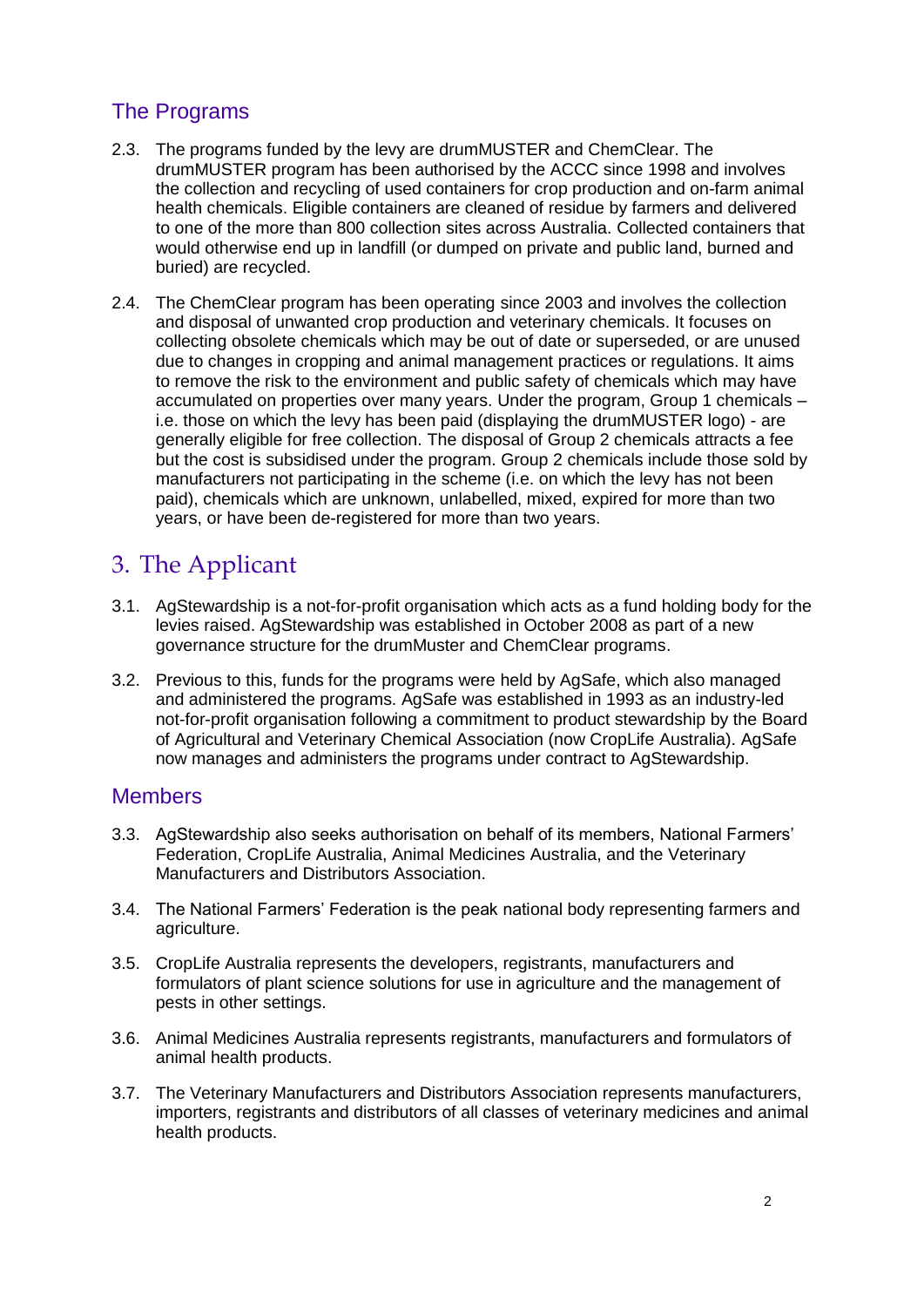## The Programs

2.3. The programs funded by the levy are drumMUSTER and ChemClear. The drumMUSTER program has been authorised by the ACCC since 1998 and involves the collection and recycling of used containers for crop production and on-farm animal health chemicals. Eligible containers are cleaned of residue by farmers and delivered to one of the more than 800 collection sites across Australia. Collected containers that would otherwise end up in landfill (or dumped on private and public land, burned and buried) are recycled.

2.4. The ChemClear program has been operating since 2003 and involves the collection and disposal of unwanted crop production and veterinary chemicals. It focuses on collecting obsolete chemicals which may be out of date or superseded, or are unused due to changes in cropping and animal management practices or regulations. It aims to remove the risk to the environment and public safety of chemicals which may have accumulated on properties over many years. Under the program, Group 1 chemicals – i.e. those on which the levy has been paid (displaying the drumMUSTER logo) - are generally eligible for free collection. The disposal of Group 2 chemicals attracts a fee but the cost is subsidised under the program. Group 2 chemicals include those sold by manufacturers not participating in the scheme (i.e. on which the levy has not been paid), chemicals which are unknown, unlabelled, mixed, expired for more than two years, or have been de-registered for more than two years.

# 3. The Applicant

3.1. AgStewardship is a not-for-profit organisation which acts as a fund holding body for the levies raised. AgStewardship was established in October 2008 as part of a new governance structure for the drumMuster and ChemClear programs.

3.2. Previous to this, funds for the programs were held by AgSafe, which also managed and administered the programs. AgSafe was established in 1993 as an industry-led not-for-profit organisation following a commitment to product stewardship by the Board of Agricultural and Veterinary Chemical Association (now CropLife Australia). AgSafe now manages and administers the programs under contract to AgStewardship.

## Members

3.3. AgStewardship also seeks authorisation on behalf of its members, National Farmers' Federation, CropLife Australia, Animal Medicines Australia, and the Veterinary Manufacturers and Distributors Association.

3.4. The National Farmers' Federation is the peak national body representing farmers and agriculture.

3.5. CropLife Australia represents the developers, registrants, manufacturers and formulators of plant science solutions for use in agriculture and the management of pests in other settings.

3.6. Animal Medicines Australia represents registrants, manufacturers and formulators of animal health products.

3.7. The Veterinary Manufacturers and Distributors Association represents manufacturers, importers, registrants and distributors of all classes of veterinary medicines and animal health products.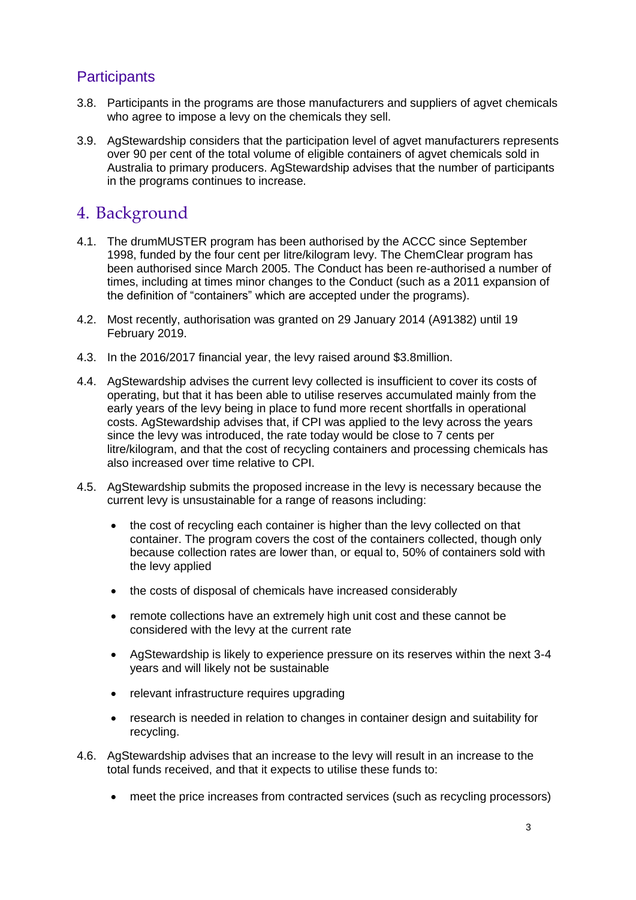## Participants

3.8. Participants in the programs are those manufacturers and suppliers of agvet chemicals who agree to impose a levy on the chemicals they sell.

3.9. AgStewardship considers that the participation level of agvet manufacturers represents over 90 per cent of the total volume of eligible containers of agvet chemicals sold in Australia to primary producers. AgStewardship advises that the number of participants in the programs continues to increase.

# 4. Background

4.1. The drumMUSTER program has been authorised by the ACCC since September 1998, funded by the four cent per litre/kilogram levy. The ChemClear program has been authorised since March 2005. The Conduct has been re-authorised a number of times, including at times minor changes to the Conduct (such as a 2011 expansion of the definition of "containers" which are accepted under the programs).

4.2. Most recently, authorisation was granted on 29 January 2014 (A91382) until 19 February 2019.

4.3. In the 2016/2017 financial year, the levy raised around $3.8million.

4.4. AgStewardship advises the current levy collected is insufficient to cover its costs of operating, but that it has been able to utilise reserves accumulated mainly from the early years of the levy being in place to fund more recent shortfalls in operational costs. AgStewardship advises that, if CPI was applied to the levy across the years since the levy was introduced, the rate today would be close to 7 cents per litre/kilogram, and that the cost of recycling containers and processing chemicals has also increased over time relative to CPI.

4.5. AgStewardship submits the proposed increase in the levy is necessary because the current levy is unsustainable for a range of reasons including:

- the cost of recycling each container is higher than the levy collected on that container. The program covers the cost of the containers collected, though only because collection rates are lower than, or equal to, 50% of containers sold with the levy applied
- the costs of disposal of chemicals have increased considerably
- remote collections have an extremely high unit cost and these cannot be considered with the levy at the current rate
- AgStewardship is likely to experience pressure on its reserves within the next 3-4 years and will likely not be sustainable
- relevant infrastructure requires upgrading
- research is needed in relation to changes in container design and suitability for recycling.

4.6. AgStewardship advises that an increase to the levy will result in an increase to the total funds received, and that it expects to utilise these funds to:

- meet the price increases from contracted services (such as recycling processors)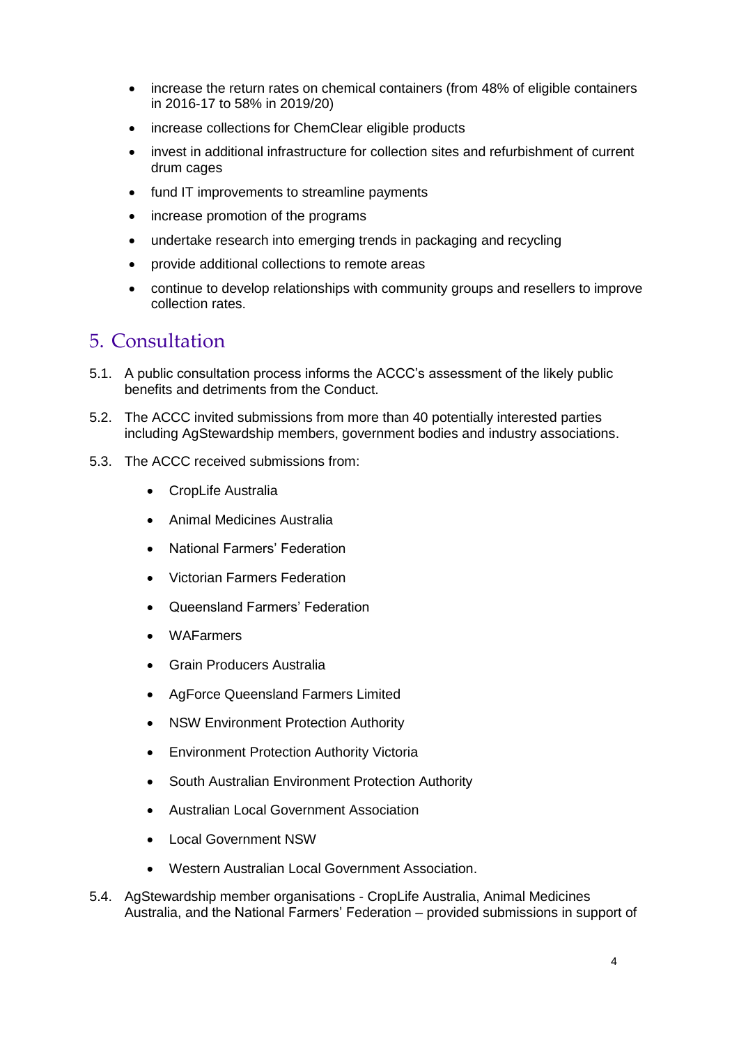- increase the return rates on chemical containers (from 48% of eligible containers in 2016-17 to 58% in 2019/20)
- increase collections for ChemClear eligible products
- invest in additional infrastructure for collection sites and refurbishment of current drum cages
- fund IT improvements to streamline payments
- increase promotion of the programs
- undertake research into emerging trends in packaging and recycling
- provide additional collections to remote areas
- continue to develop relationships with community groups and resellers to improve collection rates.

## 5. Consultation

5.1. A public consultation process informs the ACCC's assessment of the likely public benefits and detriments from the Conduct.

5.2. The ACCC invited submissions from more than 40 potentially interested parties including AgStewardship members, government bodies and industry associations.

5.3. The ACCC received submissions from:

- CropLife Australia
- Animal Medicines Australia
- National Farmers' Federation
- Victorian Farmers Federation
- Queensland Farmers' Federation
- WAFarmers
- Grain Producers Australia
- AgForce Queensland Farmers Limited
- NSW Environment Protection Authority
- Environment Protection Authority Victoria
- South Australian Environment Protection Authority
- Australian Local Government Association
- Local Government NSW
- Western Australian Local Government Association.

5.4. AgStewardship member organisations - CropLife Australia, Animal Medicines Australia, and the National Farmers' Federation – provided submissions in support of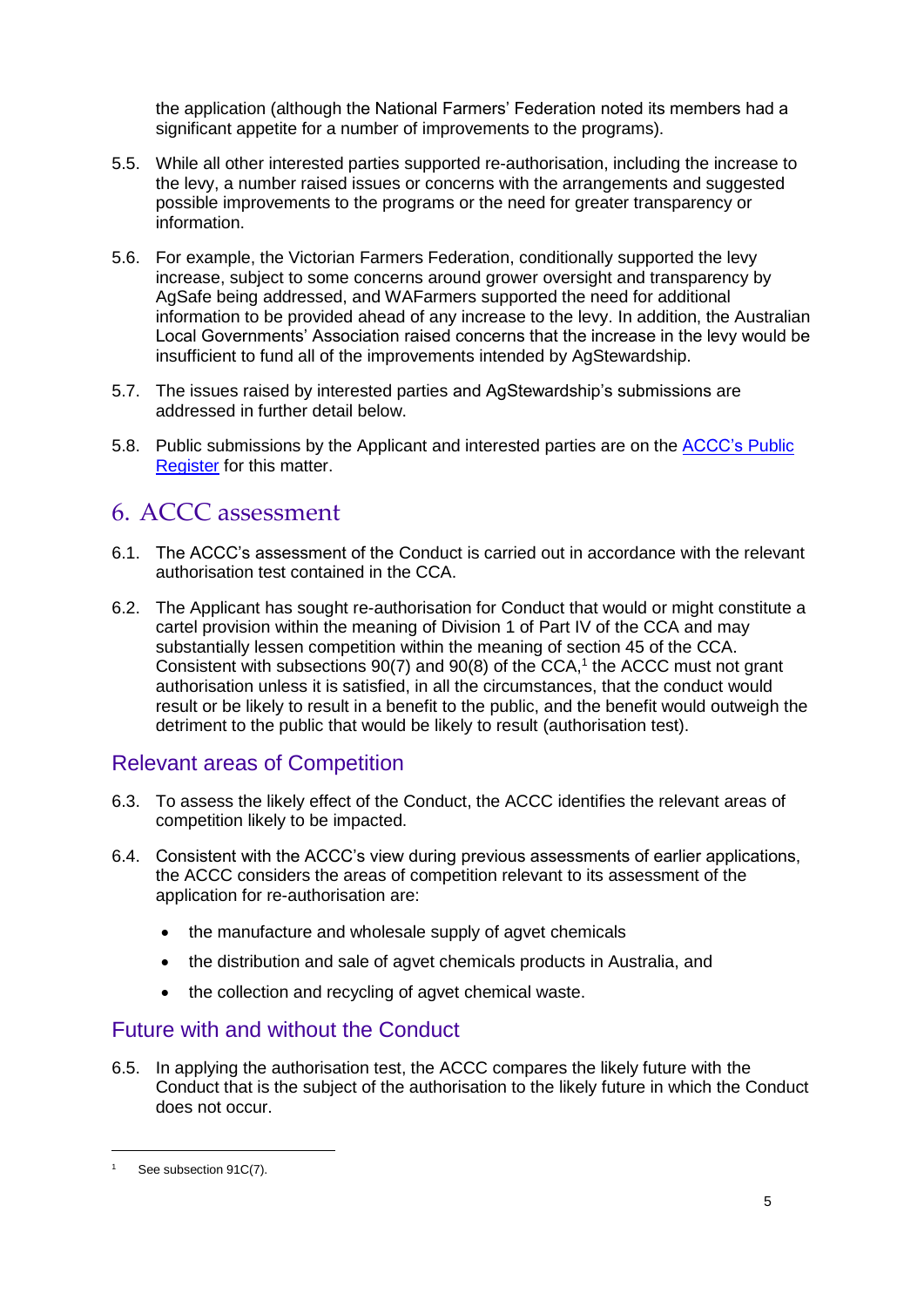the application (although the National Farmers' Federation noted its members had a significant appetite for a number of improvements to the programs).

5.5. While all other interested parties supported re-authorisation, including the increase to the levy, a number raised issues or concerns with the arrangements and suggested possible improvements to the programs or the need for greater transparency or information.

5.6. For example, the Victorian Farmers Federation, conditionally supported the levy increase, subject to some concerns around grower oversight and transparency by AgSafe being addressed, and WAFarmers supported the need for additional information to be provided ahead of any increase to the levy. In addition, the Australian Local Governments' Association raised concerns that the increase in the levy would be insufficient to fund all of the improvements intended by AgStewardship.

5.7. The issues raised by interested parties and AgStewardship's submissions are addressed in further detail below.

5.8. Public submissions by the Applicant and interested parties are on the [ACCC's Public Register](#) for this matter.

# 6. ACCC assessment

6.1. The ACCC's assessment of the Conduct is carried out in accordance with the relevant authorisation test contained in the CCA.

6.2. The Applicant has sought re-authorisation for Conduct that would or might constitute a cartel provision within the meaning of Division 1 of Part IV of the CCA and may substantially lessen competition within the meaning of section 45 of the CCA. Consistent with subsections 90(7) and 90(8) of the CCA,[1] the ACCC must not grant authorisation unless it is satisfied, in all the circumstances, that the conduct would result or be likely to result in a benefit to the public, and the benefit would outweigh the detriment to the public that would be likely to result (authorisation test).

## Relevant areas of Competition

6.3. To assess the likely effect of the Conduct, the ACCC identifies the relevant areas of competition likely to be impacted.

6.4. Consistent with the ACCC's view during previous assessments of earlier applications, the ACCC considers the areas of competition relevant to its assessment of the application for re-authorisation are:

- the manufacture and wholesale supply of agvet chemicals
- the distribution and sale of agvet chemicals products in Australia, and
- the collection and recycling of agvet chemical waste.

## Future with and without the Conduct

6.5. In applying the authorisation test, the ACCC compares the likely future with the Conduct that is the subject of the authorisation to the likely future in which the Conduct does not occur.

---

[1] See subsection 91C(7).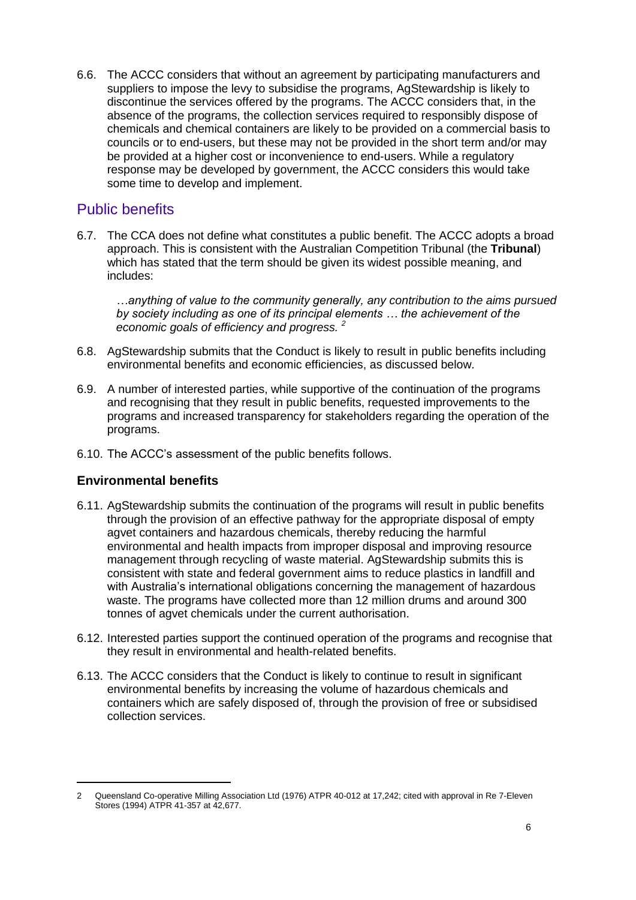6.6. The ACCC considers that without an agreement by participating manufacturers and suppliers to impose the levy to subsidise the programs, AgStewardship is likely to discontinue the services offered by the programs. The ACCC considers that, in the absence of the programs, the collection services required to responsibly dispose of chemicals and chemical containers are likely to be provided on a commercial basis to councils or to end-users, but these may not be provided in the short term and/or may be provided at a higher cost or inconvenience to end-users. While a regulatory response may be developed by government, the ACCC considers this would take some time to develop and implement.

## Public benefits

6.7. The CCA does not define what constitutes a public benefit. The ACCC adopts a broad approach. This is consistent with the Australian Competition Tribunal (the **Tribunal**) which has stated that the term should be given its widest possible meaning, and includes:

> *…anything of value to the community generally, any contribution to the aims pursued by society including as one of its principal elements … the achievement of the economic goals of efficiency and progress.* [2]

6.8. AgStewardship submits that the Conduct is likely to result in public benefits including environmental benefits and economic efficiencies, as discussed below.

6.9. A number of interested parties, while supportive of the continuation of the programs and recognising that they result in public benefits, requested improvements to the programs and increased transparency for stakeholders regarding the operation of the programs.

6.10. The ACCC's assessment of the public benefits follows.

### Environmental benefits

6.11. AgStewardship submits the continuation of the programs will result in public benefits through the provision of an effective pathway for the appropriate disposal of empty agvet containers and hazardous chemicals, thereby reducing the harmful environmental and health impacts from improper disposal and improving resource management through recycling of waste material. AgStewardship submits this is consistent with state and federal government aims to reduce plastics in landfill and with Australia's international obligations concerning the management of hazardous waste. The programs have collected more than 12 million drums and around 300 tonnes of agvet chemicals under the current authorisation.

6.12. Interested parties support the continued operation of the programs and recognise that they result in environmental and health-related benefits.

6.13. The ACCC considers that the Conduct is likely to continue to result in significant environmental benefits by increasing the volume of hazardous chemicals and containers which are safely disposed of, through the provision of free or subsidised collection services.

---

2 Queensland Co-operative Milling Association Ltd (1976) ATPR 40-012 at 17,242; cited with approval in Re 7-Eleven Stores (1994) ATPR 41-357 at 42,677.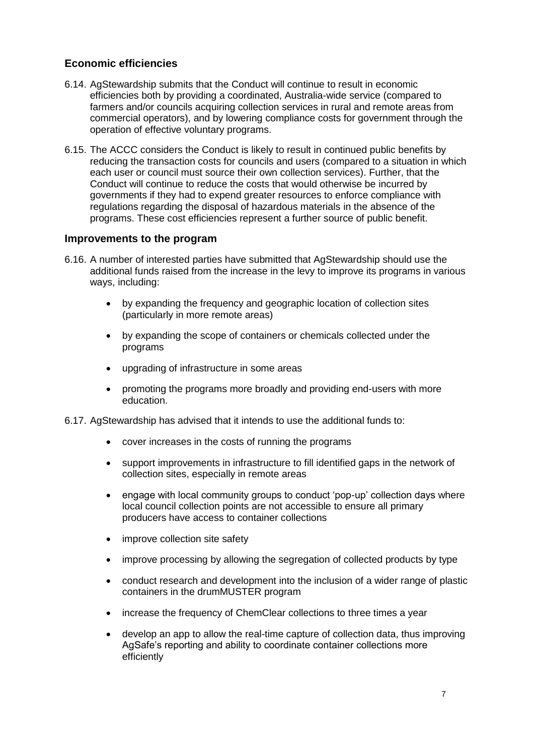## Economic efficiencies

6.14. AgStewardship submits that the Conduct will continue to result in economic efficiencies both by providing a coordinated, Australia-wide service (compared to farmers and/or councils acquiring collection services in rural and remote areas from commercial operators), and by lowering compliance costs for government through the operation of effective voluntary programs.

6.15. The ACCC considers the Conduct is likely to result in continued public benefits by reducing the transaction costs for councils and users (compared to a situation in which each user or council must source their own collection services). Further, that the Conduct will continue to reduce the costs that would otherwise be incurred by governments if they had to expend greater resources to enforce compliance with regulations regarding the disposal of hazardous materials in the absence of the programs. These cost efficiencies represent a further source of public benefit.

## Improvements to the program

6.16. A number of interested parties have submitted that AgStewardship should use the additional funds raised from the increase in the levy to improve its programs in various ways, including:

- by expanding the frequency and geographic location of collection sites (particularly in more remote areas)
- by expanding the scope of containers or chemicals collected under the programs
- upgrading of infrastructure in some areas
- promoting the programs more broadly and providing end-users with more education.

6.17. AgStewardship has advised that it intends to use the additional funds to:

- cover increases in the costs of running the programs
- support improvements in infrastructure to fill identified gaps in the network of collection sites, especially in remote areas
- engage with local community groups to conduct 'pop-up' collection days where local council collection points are not accessible to ensure all primary producers have access to container collections
- improve collection site safety
- improve processing by allowing the segregation of collected products by type
- conduct research and development into the inclusion of a wider range of plastic containers in the drumMUSTER program
- increase the frequency of ChemClear collections to three times a year
- develop an app to allow the real-time capture of collection data, thus improving AgSafe's reporting and ability to coordinate container collections more efficiently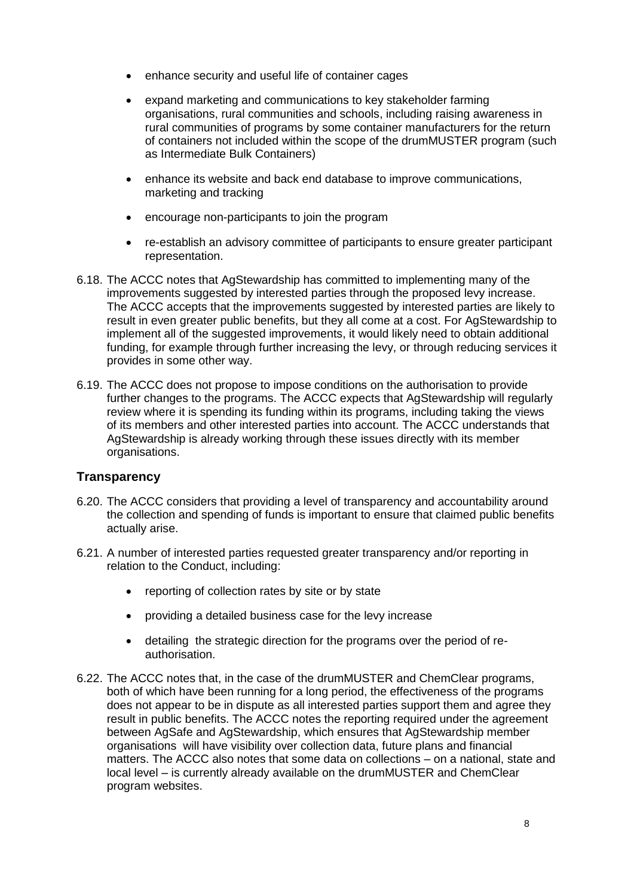- enhance security and useful life of container cages
- expand marketing and communications to key stakeholder farming organisations, rural communities and schools, including raising awareness in rural communities of programs by some container manufacturers for the return of containers not included within the scope of the drumMUSTER program (such as Intermediate Bulk Containers)
- enhance its website and back end database to improve communications, marketing and tracking
- encourage non-participants to join the program
- re-establish an advisory committee of participants to ensure greater participant representation.

6.18. The ACCC notes that AgStewardship has committed to implementing many of the improvements suggested by interested parties through the proposed levy increase. The ACCC accepts that the improvements suggested by interested parties are likely to result in even greater public benefits, but they all come at a cost. For AgStewardship to implement all of the suggested improvements, it would likely need to obtain additional funding, for example through further increasing the levy, or through reducing services it provides in some other way.

6.19. The ACCC does not propose to impose conditions on the authorisation to provide further changes to the programs. The ACCC expects that AgStewardship will regularly review where it is spending its funding within its programs, including taking the views of its members and other interested parties into account. The ACCC understands that AgStewardship is already working through these issues directly with its member organisations.

## Transparency

6.20. The ACCC considers that providing a level of transparency and accountability around the collection and spending of funds is important to ensure that claimed public benefits actually arise.

6.21. A number of interested parties requested greater transparency and/or reporting in relation to the Conduct, including:

- reporting of collection rates by site or by state
- providing a detailed business case for the levy increase
- detailing the strategic direction for the programs over the period of re-authorisation.

6.22. The ACCC notes that, in the case of the drumMUSTER and ChemClear programs, both of which have been running for a long period, the effectiveness of the programs does not appear to be in dispute as all interested parties support them and agree they result in public benefits. The ACCC notes the reporting required under the agreement between AgSafe and AgStewardship, which ensures that AgStewardship member organisations will have visibility over collection data, future plans and financial matters. The ACCC also notes that some data on collections – on a national, state and local level – is currently already available on the drumMUSTER and ChemClear program websites.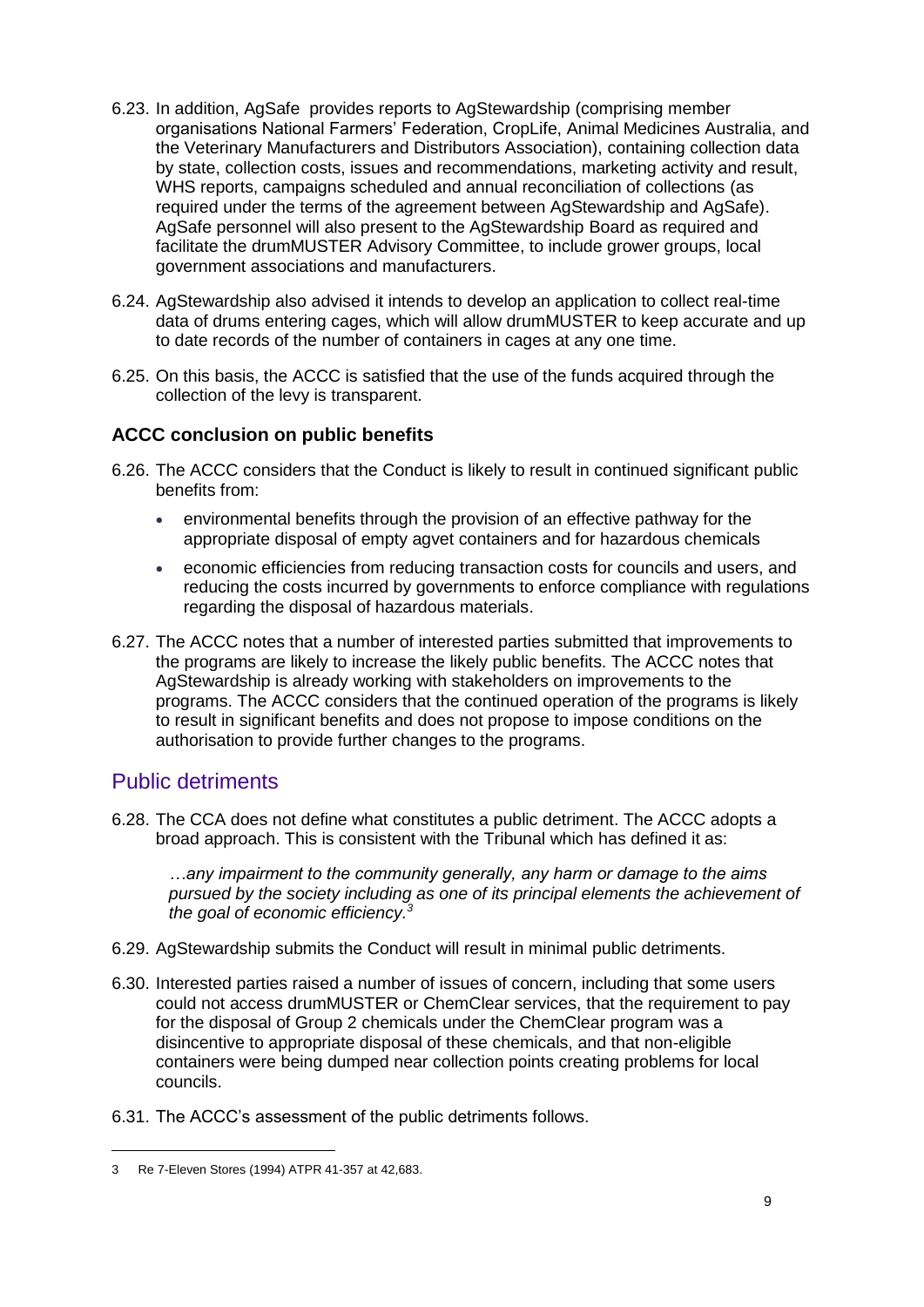6.23. In addition, AgSafe provides reports to AgStewardship (comprising member organisations National Farmers' Federation, CropLife, Animal Medicines Australia, and the Veterinary Manufacturers and Distributors Association), containing collection data by state, collection costs, issues and recommendations, marketing activity and result, WHS reports, campaigns scheduled and annual reconciliation of collections (as required under the terms of the agreement between AgStewardship and AgSafe). AgSafe personnel will also present to the AgStewardship Board as required and facilitate the drumMUSTER Advisory Committee, to include grower groups, local government associations and manufacturers.

6.24. AgStewardship also advised it intends to develop an application to collect real-time data of drums entering cages, which will allow drumMUSTER to keep accurate and up to date records of the number of containers in cages at any one time.

6.25. On this basis, the ACCC is satisfied that the use of the funds acquired through the collection of the levy is transparent.

### ACCC conclusion on public benefits

6.26. The ACCC considers that the Conduct is likely to result in continued significant public benefits from:

- environmental benefits through the provision of an effective pathway for the appropriate disposal of empty agvet containers and for hazardous chemicals
- economic efficiencies from reducing transaction costs for councils and users, and reducing the costs incurred by governments to enforce compliance with regulations regarding the disposal of hazardous materials.

6.27. The ACCC notes that a number of interested parties submitted that improvements to the programs are likely to increase the likely public benefits. The ACCC notes that AgStewardship is already working with stakeholders on improvements to the programs. The ACCC considers that the continued operation of the programs is likely to result in significant benefits and does not propose to impose conditions on the authorisation to provide further changes to the programs.

## Public detriments

6.28. The CCA does not define what constitutes a public detriment. The ACCC adopts a broad approach. This is consistent with the Tribunal which has defined it as:

> *…any impairment to the community generally, any harm or damage to the aims pursued by the society including as one of its principal elements the achievement of the goal of economic efficiency.*[3]

6.29. AgStewardship submits the Conduct will result in minimal public detriments.

6.30. Interested parties raised a number of issues of concern, including that some users could not access drumMUSTER or ChemClear services, that the requirement to pay for the disposal of Group 2 chemicals under the ChemClear program was a disincentive to appropriate disposal of these chemicals, and that non-eligible containers were being dumped near collection points creating problems for local councils.

6.31. The ACCC's assessment of the public detriments follows.

---

3 Re 7-Eleven Stores (1994) ATPR 41-357 at 42,683.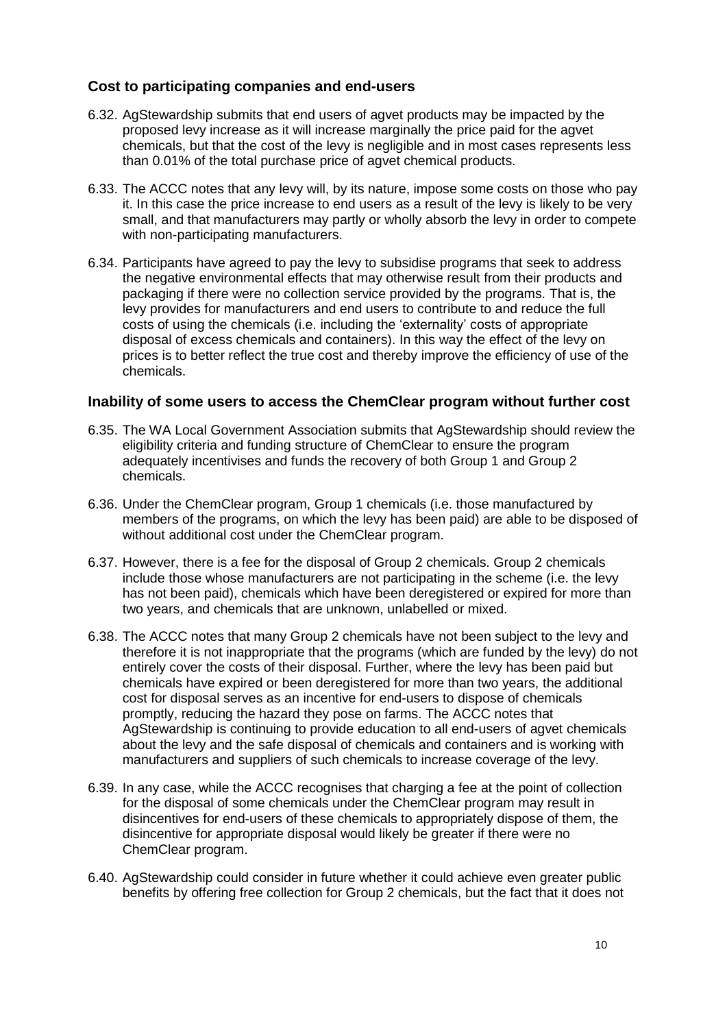### Cost to participating companies and end-users

6.32. AgStewardship submits that end users of agvet products may be impacted by the proposed levy increase as it will increase marginally the price paid for the agvet chemicals, but that the cost of the levy is negligible and in most cases represents less than 0.01% of the total purchase price of agvet chemical products.

6.33. The ACCC notes that any levy will, by its nature, impose some costs on those who pay it. In this case the price increase to end users as a result of the levy is likely to be very small, and that manufacturers may partly or wholly absorb the levy in order to compete with non-participating manufacturers.

6.34. Participants have agreed to pay the levy to subsidise programs that seek to address the negative environmental effects that may otherwise result from their products and packaging if there were no collection service provided by the programs. That is, the levy provides for manufacturers and end users to contribute to and reduce the full costs of using the chemicals (i.e. including the 'externality' costs of appropriate disposal of excess chemicals and containers). In this way the effect of the levy on prices is to better reflect the true cost and thereby improve the efficiency of use of the chemicals.

### Inability of some users to access the ChemClear program without further cost

6.35. The WA Local Government Association submits that AgStewardship should review the eligibility criteria and funding structure of ChemClear to ensure the program adequately incentivises and funds the recovery of both Group 1 and Group 2 chemicals.

6.36. Under the ChemClear program, Group 1 chemicals (i.e. those manufactured by members of the programs, on which the levy has been paid) are able to be disposed of without additional cost under the ChemClear program.

6.37. However, there is a fee for the disposal of Group 2 chemicals. Group 2 chemicals include those whose manufacturers are not participating in the scheme (i.e. the levy has not been paid), chemicals which have been deregistered or expired for more than two years, and chemicals that are unknown, unlabelled or mixed.

6.38. The ACCC notes that many Group 2 chemicals have not been subject to the levy and therefore it is not inappropriate that the programs (which are funded by the levy) do not entirely cover the costs of their disposal. Further, where the levy has been paid but chemicals have expired or been deregistered for more than two years, the additional cost for disposal serves as an incentive for end-users to dispose of chemicals promptly, reducing the hazard they pose on farms. The ACCC notes that AgStewardship is continuing to provide education to all end-users of agvet chemicals about the levy and the safe disposal of chemicals and containers and is working with manufacturers and suppliers of such chemicals to increase coverage of the levy.

6.39. In any case, while the ACCC recognises that charging a fee at the point of collection for the disposal of some chemicals under the ChemClear program may result in disincentives for end-users of these chemicals to appropriately dispose of them, the disincentive for appropriate disposal would likely be greater if there were no ChemClear program.

6.40. AgStewardship could consider in future whether it could achieve even greater public benefits by offering free collection for Group 2 chemicals, but the fact that it does not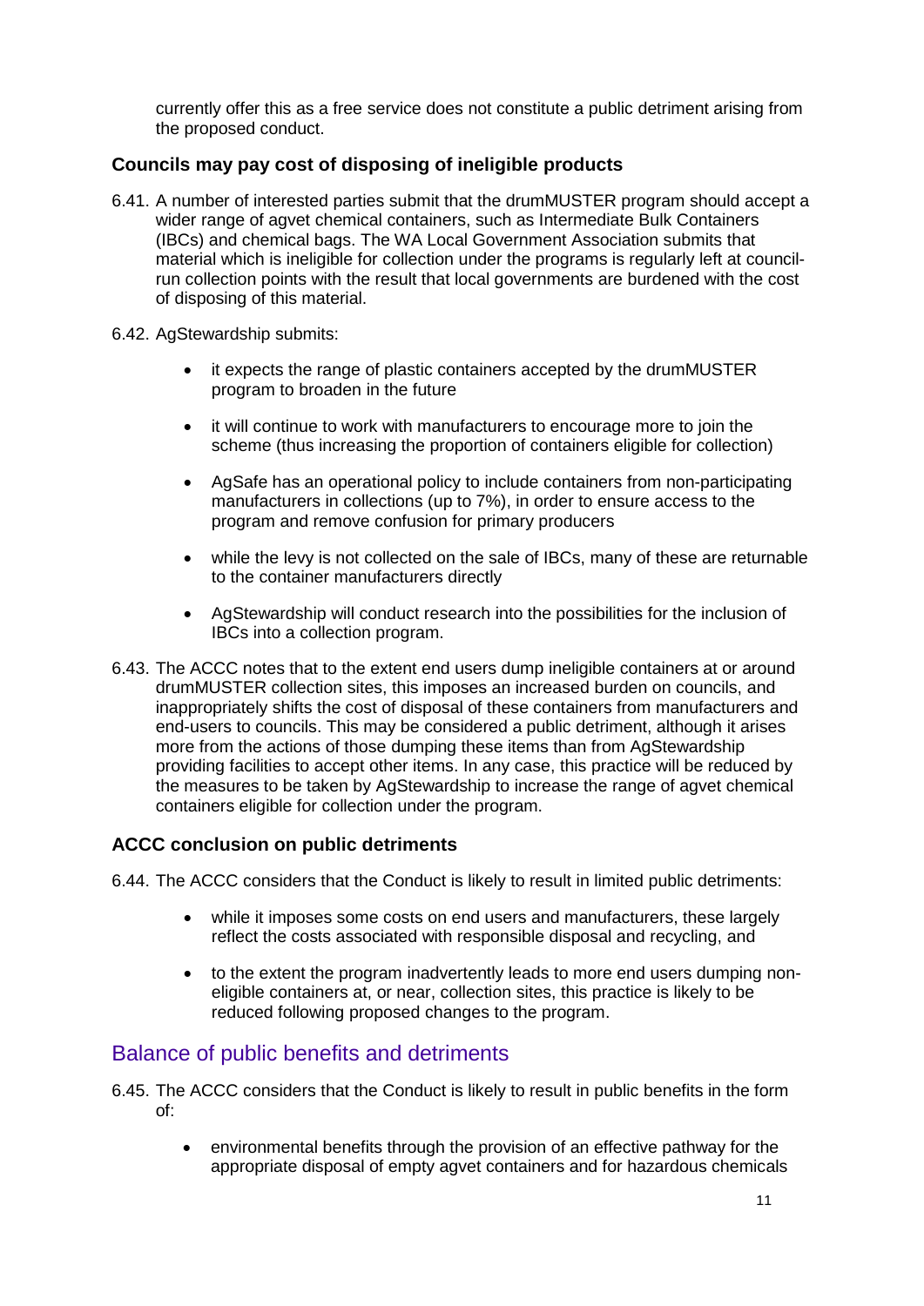currently offer this as a free service does not constitute a public detriment arising from the proposed conduct.

### Councils may pay cost of disposing of ineligible products

6.41. A number of interested parties submit that the drumMUSTER program should accept a wider range of agvet chemical containers, such as Intermediate Bulk Containers (IBCs) and chemical bags. The WA Local Government Association submits that material which is ineligible for collection under the programs is regularly left at council-run collection points with the result that local governments are burdened with the cost of disposing of this material.

6.42. AgStewardship submits:

- it expects the range of plastic containers accepted by the drumMUSTER program to broaden in the future
- it will continue to work with manufacturers to encourage more to join the scheme (thus increasing the proportion of containers eligible for collection)
- AgSafe has an operational policy to include containers from non-participating manufacturers in collections (up to 7%), in order to ensure access to the program and remove confusion for primary producers
- while the levy is not collected on the sale of IBCs, many of these are returnable to the container manufacturers directly
- AgStewardship will conduct research into the possibilities for the inclusion of IBCs into a collection program.

6.43. The ACCC notes that to the extent end users dump ineligible containers at or around drumMUSTER collection sites, this imposes an increased burden on councils, and inappropriately shifts the cost of disposal of these containers from manufacturers and end-users to councils. This may be considered a public detriment, although it arises more from the actions of those dumping these items than from AgStewardship providing facilities to accept other items. In any case, this practice will be reduced by the measures to be taken by AgStewardship to increase the range of agvet chemical containers eligible for collection under the program.

### ACCC conclusion on public detriments

6.44. The ACCC considers that the Conduct is likely to result in limited public detriments:

- while it imposes some costs on end users and manufacturers, these largely reflect the costs associated with responsible disposal and recycling, and
- to the extent the program inadvertently leads to more end users dumping non-eligible containers at, or near, collection sites, this practice is likely to be reduced following proposed changes to the program.

## Balance of public benefits and detriments

6.45. The ACCC considers that the Conduct is likely to result in public benefits in the form of:

- environmental benefits through the provision of an effective pathway for the appropriate disposal of empty agvet containers and for hazardous chemicals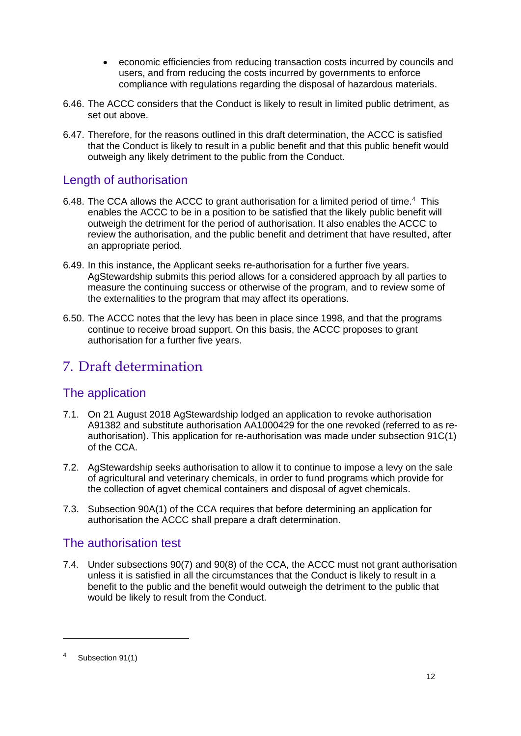- economic efficiencies from reducing transaction costs incurred by councils and users, and from reducing the costs incurred by governments to enforce compliance with regulations regarding the disposal of hazardous materials.

6.46. The ACCC considers that the Conduct is likely to result in limited public detriment, as set out above.

6.47. Therefore, for the reasons outlined in this draft determination, the ACCC is satisfied that the Conduct is likely to result in a public benefit and that this public benefit would outweigh any likely detriment to the public from the Conduct.

## Length of authorisation

6.48. The CCA allows the ACCC to grant authorisation for a limited period of time.[4] This enables the ACCC to be in a position to be satisfied that the likely public benefit will outweigh the detriment for the period of authorisation. It also enables the ACCC to review the authorisation, and the public benefit and detriment that have resulted, after an appropriate period.

6.49. In this instance, the Applicant seeks re-authorisation for a further five years. AgStewardship submits this period allows for a considered approach by all parties to measure the continuing success or otherwise of the program, and to review some of the externalities to the program that may affect its operations.

6.50. The ACCC notes that the levy has been in place since 1998, and that the programs continue to receive broad support. On this basis, the ACCC proposes to grant authorisation for a further five years.

# 7. Draft determination

## The application

7.1. On 21 August 2018 AgStewardship lodged an application to revoke authorisation A91382 and substitute authorisation AA1000429 for the one revoked (referred to as re-authorisation). This application for re-authorisation was made under subsection 91C(1) of the CCA.

7.2. AgStewardship seeks authorisation to allow it to continue to impose a levy on the sale of agricultural and veterinary chemicals, in order to fund programs which provide for the collection of agvet chemical containers and disposal of agvet chemicals.

7.3. Subsection 90A(1) of the CCA requires that before determining an application for authorisation the ACCC shall prepare a draft determination.

## The authorisation test

7.4. Under subsections 90(7) and 90(8) of the CCA, the ACCC must not grant authorisation unless it is satisfied in all the circumstances that the Conduct is likely to result in a benefit to the public and the benefit would outweigh the detriment to the public that would be likely to result from the Conduct.

---

[4] Subsection 91(1)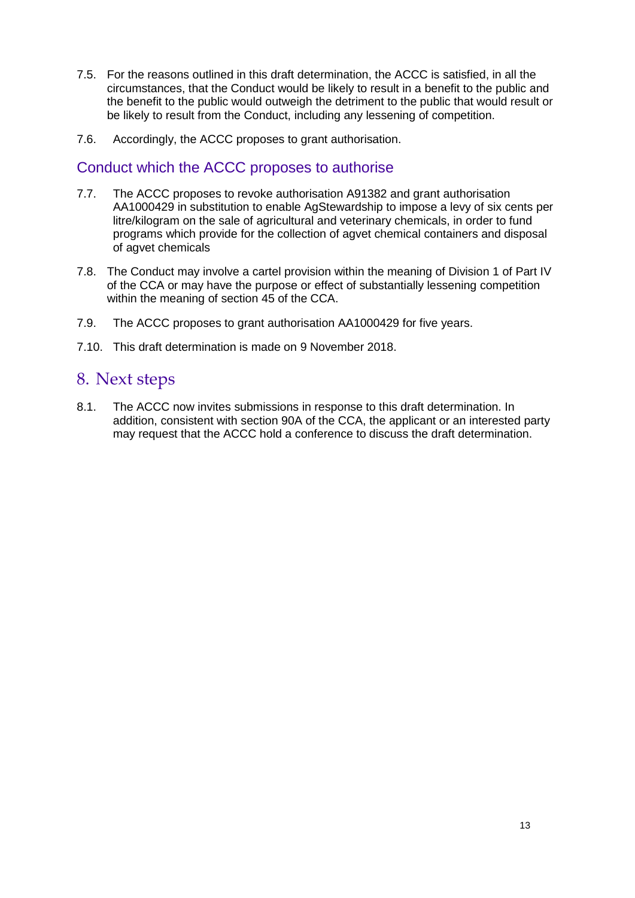7.5. For the reasons outlined in this draft determination, the ACCC is satisfied, in all the circumstances, that the Conduct would be likely to result in a benefit to the public and the benefit to the public would outweigh the detriment to the public that would result or be likely to result from the Conduct, including any lessening of competition.

7.6. Accordingly, the ACCC proposes to grant authorisation.

## Conduct which the ACCC proposes to authorise

7.7. The ACCC proposes to revoke authorisation A91382 and grant authorisation AA1000429 in substitution to enable AgStewardship to impose a levy of six cents per litre/kilogram on the sale of agricultural and veterinary chemicals, in order to fund programs which provide for the collection of agvet chemical containers and disposal of agvet chemicals

7.8. The Conduct may involve a cartel provision within the meaning of Division 1 of Part IV of the CCA or may have the purpose or effect of substantially lessening competition within the meaning of section 45 of the CCA.

7.9. The ACCC proposes to grant authorisation AA1000429 for five years.

7.10. This draft determination is made on 9 November 2018.

# 8. Next steps

8.1. The ACCC now invites submissions in response to this draft determination. In addition, consistent with section 90A of the CCA, the applicant or an interested party may request that the ACCC hold a conference to discuss the draft determination.